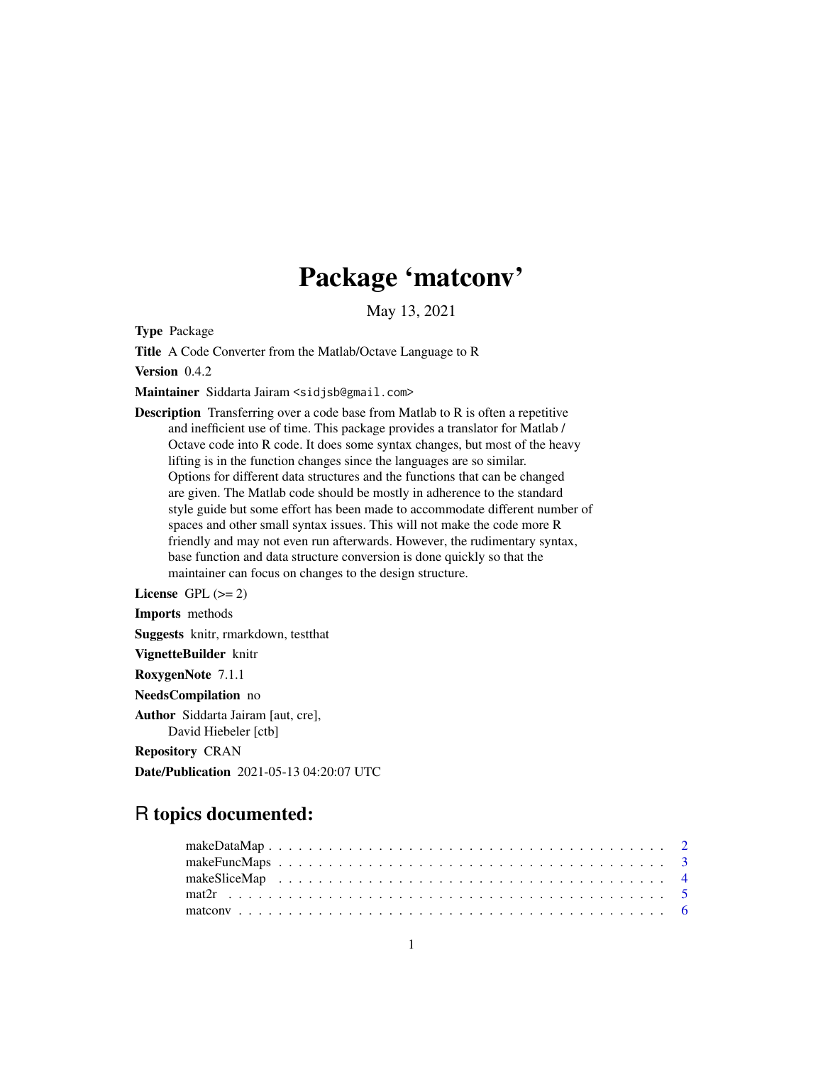# Package 'matconv'

May 13, 2021

**Type** Package

**Title** A Code Converter from the Matlab/Octave Language to R

**Version** 0.4.2

**Maintainer** Siddarta Jairam <sidjsb@gmail.com>

**Description** Transferring over a code base from Matlab to R is often a repetitive and inefficient use of time. This package provides a translator for Matlab / Octave code into R code. It does some syntax changes, but most of the heavy lifting is in the function changes since the languages are so similar. Options for different data structures and the functions that can be changed are given. The Matlab code should be mostly in adherence to the standard style guide but some effort has been made to accommodate different number of spaces and other small syntax issues. This will not make the code more R friendly and may not even run afterwards. However, the rudimentary syntax, base function and data structure conversion is done quickly so that the maintainer can focus on changes to the design structure.

**License** GPL (>= 2)

**Imports** methods

**Suggests** knitr, rmarkdown, testthat

**VignetteBuilder** knitr

**RoxygenNote** 7.1.1

**NeedsCompilation** no

**Author** Siddarta Jairam [aut, cre], David Hiebeler [ctb]

**Repository** CRAN

**Date/Publication** 2021-05-13 04:20:07 UTC

## R topics documented:

makeDataMap . . . . . . . . . . . . . . . . . . . . . . . . . . . . . . . . . . . . . . . 2
makeFuncMaps . . . . . . . . . . . . . . . . . . . . . . . . . . . . . . . . . . . . . . 3
makeSliceMap . . . . . . . . . . . . . . . . . . . . . . . . . . . . . . . . . . . . . . . 4
mat2r . . . . . . . . . . . . . . . . . . . . . . . . . . . . . . . . . . . . . . . . . . . 5
matconv . . . . . . . . . . . . . . . . . . . . . . . . . . . . . . . . . . . . . . . . . . 6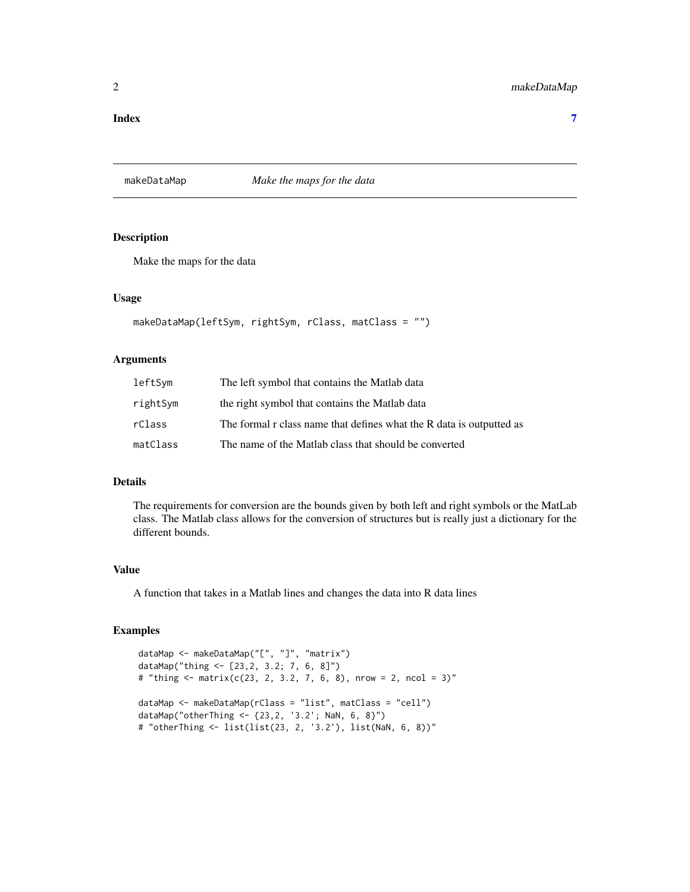**Index** 7

## makeDataMap — *Make the maps for the data*

### Description

Make the maps for the data

### Usage

```
makeDataMap(leftSym, rightSym, rClass, matClass = "")
```

### Arguments

| | |
|---|---|
| leftSym | The left symbol that contains the Matlab data |
| rightSym | the right symbol that contains the Matlab data |
| rClass | The formal r class name that defines what the R data is outputted as |
| matClass | The name of the Matlab class that should be converted |

### Details

The requirements for conversion are the bounds given by both left and right symbols or the MatLab class. The Matlab class allows for the conversion of structures but is really just a dictionary for the different bounds.

### Value

A function that takes in a Matlab lines and changes the data into R data lines

### Examples

```
dataMap <- makeDataMap("[", "]", "matrix")
dataMap("thing <- [23,2, 3.2; 7, 6, 8]")
# "thing <- matrix(c(23, 2, 3.2, 7, 6, 8), nrow = 2, ncol = 3)"

dataMap <- makeDataMap(rClass = "list", matClass = "cell")
dataMap("otherThing <- {23,2, '3.2'; NaN, 6, 8}")
# "otherThing <- list(list(23, 2, '3.2'), list(NaN, 6, 8))"
```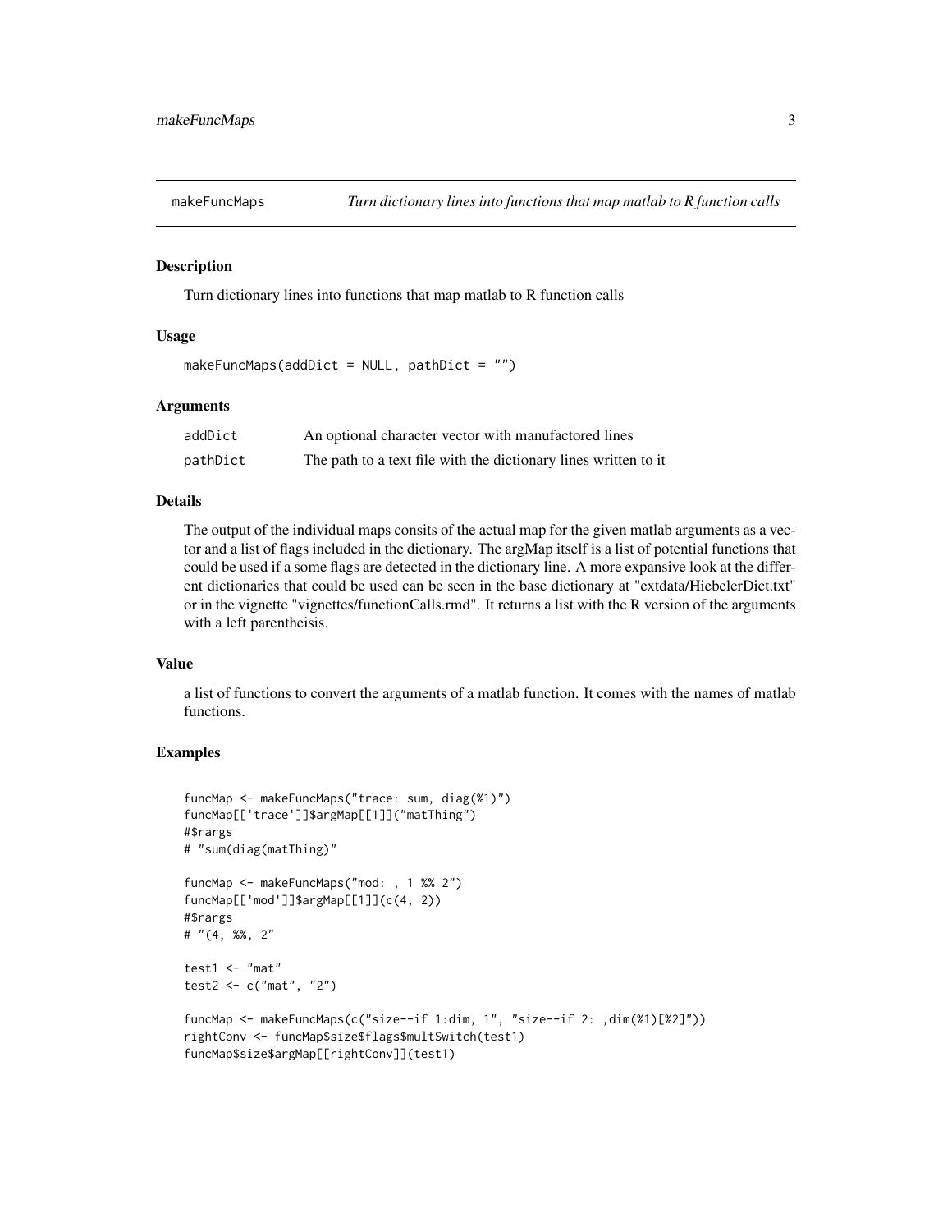# makeFuncMaps

*Turn dictionary lines into functions that map matlab to R function calls*

## Description

Turn dictionary lines into functions that map matlab to R function calls

## Usage

```
makeFuncMaps(addDict = NULL, pathDict = "")
```

## Arguments

| | |
|---|---|
| addDict | An optional character vector with manufactored lines |
| pathDict | The path to a text file with the dictionary lines written to it |

## Details

The output of the individual maps consits of the actual map for the given matlab arguments as a vector and a list of flags included in the dictionary. The argMap itself is a list of potential functions that could be used if a some flags are detected in the dictionary line. A more expansive look at the different dictionaries that could be used can be seen in the base dictionary at "extdata/HiebelerDict.txt" or in the vignette "vignettes/functionCalls.rmd". It returns a list with the R version of the arguments with a left parentheisis.

## Value

a list of functions to convert the arguments of a matlab function. It comes with the names of matlab functions.

## Examples

```
funcMap <- makeFuncMaps("trace: sum, diag(%1)")
funcMap[['trace']]$argMap[[1]]("matThing")
#$rargs
# "sum(diag(matThing)"

funcMap <- makeFuncMaps("mod: , 1 %% 2")
funcMap[['mod']]$argMap[[1]](c(4, 2))
#$rargs
# "(4, %%, 2"

test1 <- "mat"
test2 <- c("mat", "2")

funcMap <- makeFuncMaps(c("size--if 1:dim, 1", "size--if 2: ,dim(%1)[%2]"))
rightConv <- funcMap$size$flags$multSwitch(test1)
funcMap$size$argMap[[rightConv]](test1)
```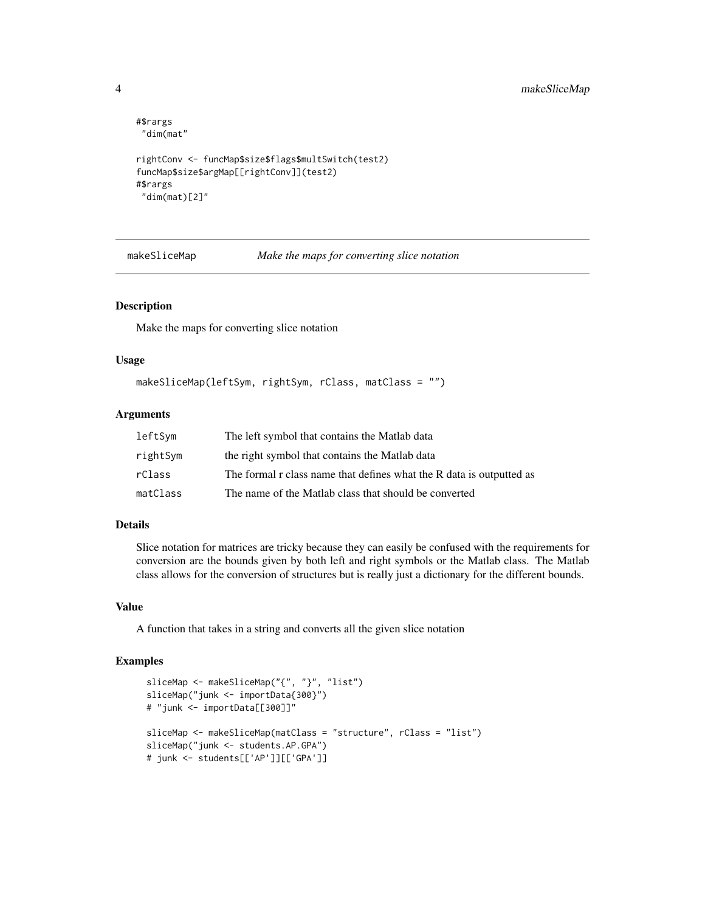```
#$rargs
 "dim(mat"

rightConv <- funcMap$size$flags$multSwitch(test2)
funcMap$size$argMap[[rightConv]](test2)
#$rargs
 "dim(mat)[2]"
```

## makeSliceMap *Make the maps for converting slice notation*

### Description

Make the maps for converting slice notation

### Usage

```
makeSliceMap(leftSym, rightSym, rClass, matClass = "")
```

### Arguments

| | |
|---|---|
| leftSym | The left symbol that contains the Matlab data |
| rightSym | the right symbol that contains the Matlab data |
| rClass | The formal r class name that defines what the R data is outputted as |
| matClass | The name of the Matlab class that should be converted |

### Details

Slice notation for matrices are tricky because they can easily be confused with the requirements for conversion are the bounds given by both left and right symbols or the Matlab class. The Matlab class allows for the conversion of structures but is really just a dictionary for the different bounds.

### Value

A function that takes in a string and converts all the given slice notation

### Examples

```
sliceMap <- makeSliceMap("{", "}", "list")
sliceMap("junk <- importData{300}")
# "junk <- importData[[300]]"

sliceMap <- makeSliceMap(matClass = "structure", rClass = "list")
sliceMap("junk <- students.AP.GPA")
# junk <- students[['AP']][['GPA']]
```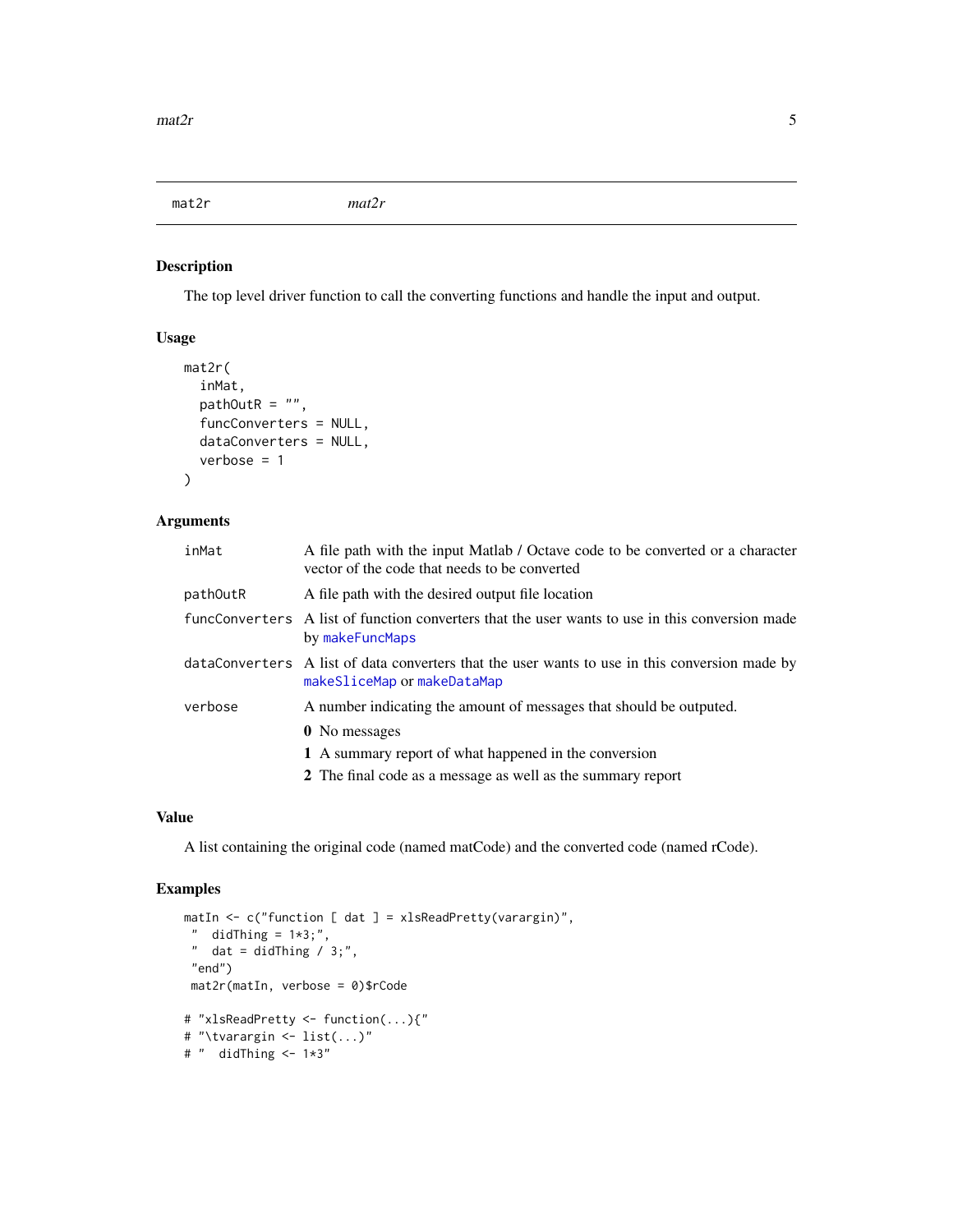## mat2r

*mat2r*

### Description

The top level driver function to call the converting functions and handle the input and output.

### Usage

```
mat2r(
  inMat,
  pathOutR = "",
  funcConverters = NULL,
  dataConverters = NULL,
  verbose = 1
)
```

### Arguments

| | |
|---|---|
| inMat | A file path with the input Matlab / Octave code to be converted or a character vector of the code that needs to be converted |
| pathOutR | A file path with the desired output file location |
| funcConverters | A list of function converters that the user wants to use in this conversion made by makeFuncMaps |
| dataConverters | A list of data converters that the user wants to use in this conversion made by makeSliceMap or makeDataMap |
| verbose | A number indicating the amount of messages that should be outputed.<br>**0** No messages<br>**1** A summary report of what happened in the conversion<br>**2** The final code as a message as well as the summary report |

### Value

A list containing the original code (named matCode) and the converted code (named rCode).

### Examples

```
matIn <- c("function [ dat ] = xlsReadPretty(varargin)",
 "  didThing = 1*3;",
 "  dat = didThing / 3;",
 "end")
 mat2r(matIn, verbose = 0)$rCode

# "xlsReadPretty <- function(...){"
# "\tvarargin <- list(...)"
# "  didThing <- 1*3"
```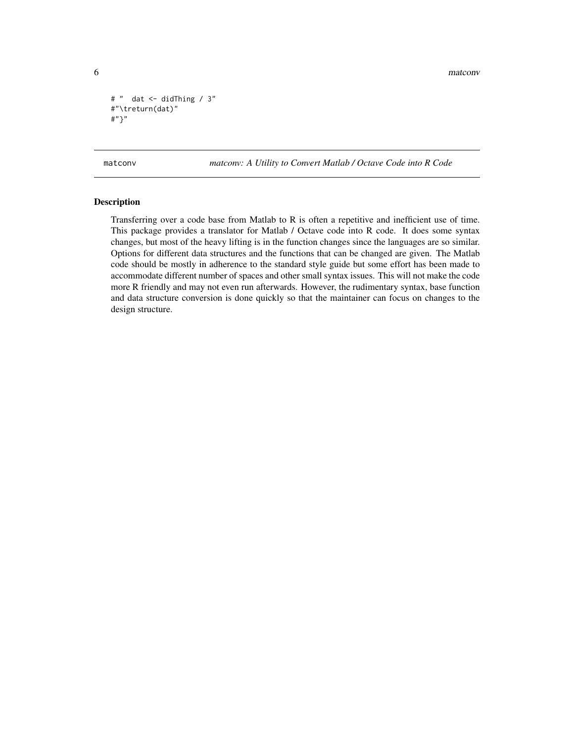```
# "  dat <- didThing / 3"
#"\treturn(dat)"
#"}"
```

## matconv

*matconv: A Utility to Convert Matlab / Octave Code into R Code*

### Description

Transferring over a code base from Matlab to R is often a repetitive and inefficient use of time. This package provides a translator for Matlab / Octave code into R code. It does some syntax changes, but most of the heavy lifting is in the function changes since the languages are so similar. Options for different data structures and the functions that can be changed are given. The Matlab code should be mostly in adherence to the standard style guide but some effort has been made to accommodate different number of spaces and other small syntax issues. This will not make the code more R friendly and may not even run afterwards. However, the rudimentary syntax, base function and data structure conversion is done quickly so that the maintainer can focus on changes to the design structure.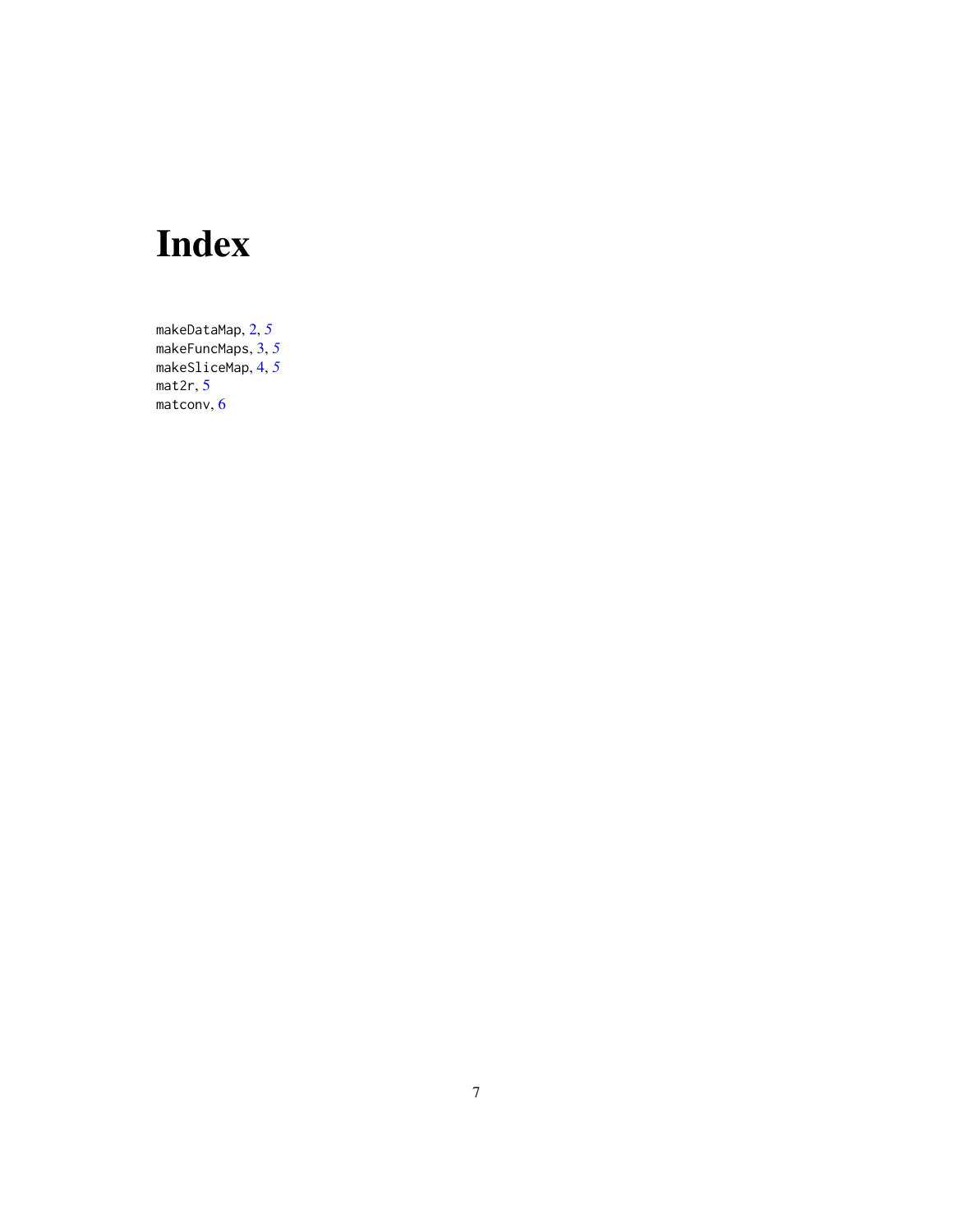# Index

makeDataMap, 2, *5*
makeFuncMaps, 3, *5*
makeSliceMap, 4, *5*
mat2r, 5
matconv, 6